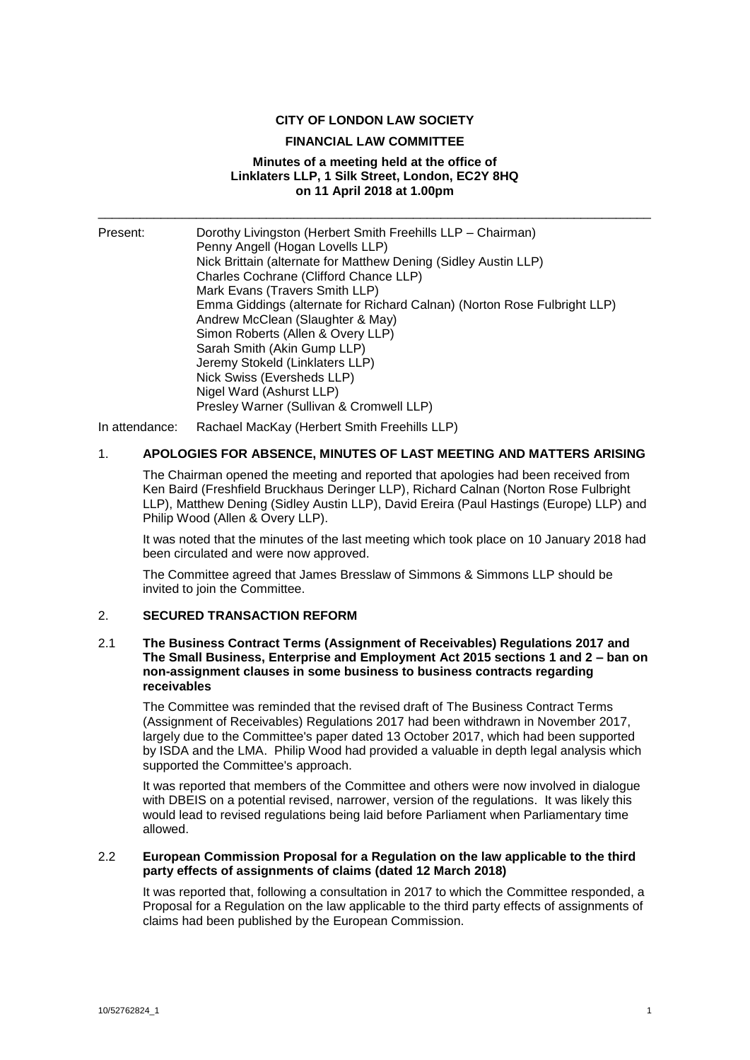**CITY OF LONDON LAW SOCIETY**

**FINANCIAL LAW COMMITTEE**

**Minutes of a meeting held at the office of Linklaters LLP, 1 Silk Street, London, EC2Y 8HQ on 11 April 2018 at 1.00pm**

---

Present:
Dorothy Livingston (Herbert Smith Freehills LLP – Chairman)
Penny Angell (Hogan Lovells LLP)
Nick Brittain (alternate for Matthew Dening (Sidley Austin LLP)
Charles Cochrane (Clifford Chance LLP)
Mark Evans (Travers Smith LLP)
Emma Giddings (alternate for Richard Calnan) (Norton Rose Fulbright LLP)
Andrew McClean (Slaughter & May)
Simon Roberts (Allen & Overy LLP)
Sarah Smith (Akin Gump LLP)
Jeremy Stokeld (Linklaters LLP)
Nick Swiss (Eversheds LLP)
Nigel Ward (Ashurst LLP)
Presley Warner (Sullivan & Cromwell LLP)

In attendance: Rachael MacKay (Herbert Smith Freehills LLP)

## 1. APOLOGIES FOR ABSENCE, MINUTES OF LAST MEETING AND MATTERS ARISING

The Chairman opened the meeting and reported that apologies had been received from Ken Baird (Freshfield Bruckhaus Deringer LLP), Richard Calnan (Norton Rose Fulbright LLP), Matthew Dening (Sidley Austin LLP), David Ereira (Paul Hastings (Europe) LLP) and Philip Wood (Allen & Overy LLP).

It was noted that the minutes of the last meeting which took place on 10 January 2018 had been circulated and were now approved.

The Committee agreed that James Bresslaw of Simmons & Simmons LLP should be invited to join the Committee.

## 2. SECURED TRANSACTION REFORM

### 2.1 The Business Contract Terms (Assignment of Receivables) Regulations 2017 and The Small Business, Enterprise and Employment Act 2015 sections 1 and 2 – ban on non-assignment clauses in some business to business contracts regarding receivables

The Committee was reminded that the revised draft of The Business Contract Terms (Assignment of Receivables) Regulations 2017 had been withdrawn in November 2017, largely due to the Committee's paper dated 13 October 2017, which had been supported by ISDA and the LMA. Philip Wood had provided a valuable in depth legal analysis which supported the Committee's approach.

It was reported that members of the Committee and others were now involved in dialogue with DBEIS on a potential revised, narrower, version of the regulations. It was likely this would lead to revised regulations being laid before Parliament when Parliamentary time allowed.

### 2.2 European Commission Proposal for a Regulation on the law applicable to the third party effects of assignments of claims (dated 12 March 2018)

It was reported that, following a consultation in 2017 to which the Committee responded, a Proposal for a Regulation on the law applicable to the third party effects of assignments of claims had been published by the European Commission.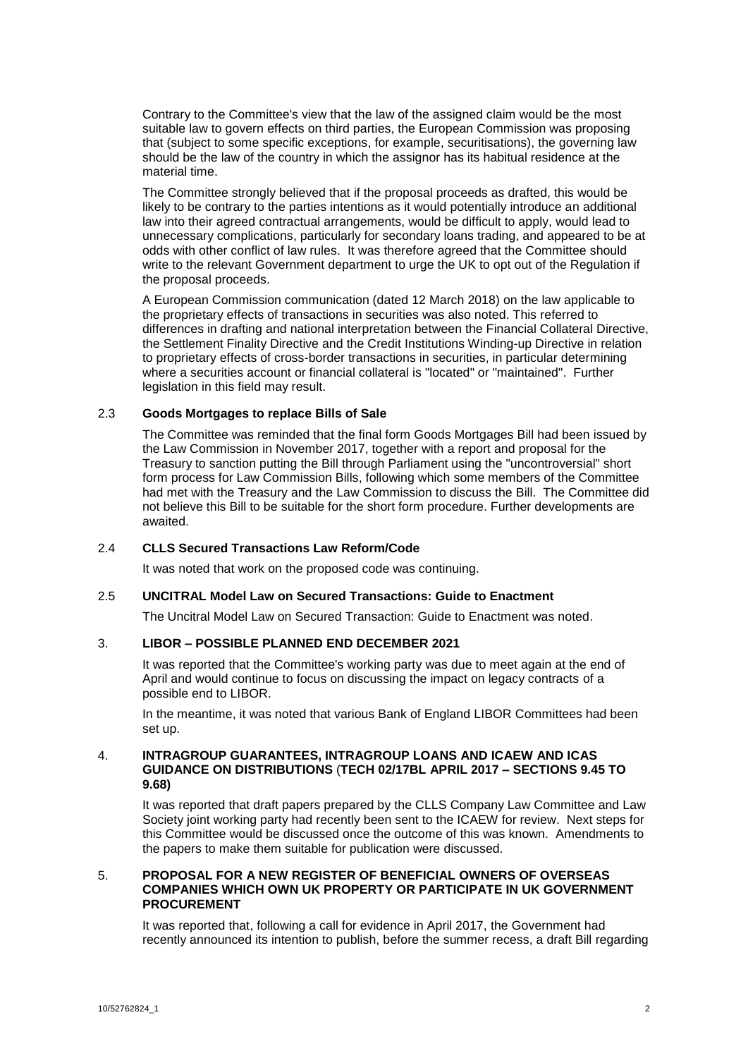Contrary to the Committee's view that the law of the assigned claim would be the most suitable law to govern effects on third parties, the European Commission was proposing that (subject to some specific exceptions, for example, securitisations), the governing law should be the law of the country in which the assignor has its habitual residence at the material time.

The Committee strongly believed that if the proposal proceeds as drafted, this would be likely to be contrary to the parties intentions as it would potentially introduce an additional law into their agreed contractual arrangements, would be difficult to apply, would lead to unnecessary complications, particularly for secondary loans trading, and appeared to be at odds with other conflict of law rules. It was therefore agreed that the Committee should write to the relevant Government department to urge the UK to opt out of the Regulation if the proposal proceeds.

A European Commission communication (dated 12 March 2018) on the law applicable to the proprietary effects of transactions in securities was also noted. This referred to differences in drafting and national interpretation between the Financial Collateral Directive, the Settlement Finality Directive and the Credit Institutions Winding-up Directive in relation to proprietary effects of cross-border transactions in securities, in particular determining where a securities account or financial collateral is "located" or "maintained". Further legislation in this field may result.

### 2.3 Goods Mortgages to replace Bills of Sale

The Committee was reminded that the final form Goods Mortgages Bill had been issued by the Law Commission in November 2017, together with a report and proposal for the Treasury to sanction putting the Bill through Parliament using the "uncontroversial" short form process for Law Commission Bills, following which some members of the Committee had met with the Treasury and the Law Commission to discuss the Bill. The Committee did not believe this Bill to be suitable for the short form procedure. Further developments are awaited.

### 2.4 CLLS Secured Transactions Law Reform/Code

It was noted that work on the proposed code was continuing.

### 2.5 UNCITRAL Model Law on Secured Transactions: Guide to Enactment

The Uncitral Model Law on Secured Transaction: Guide to Enactment was noted.

## 3. LIBOR – POSSIBLE PLANNED END DECEMBER 2021

It was reported that the Committee's working party was due to meet again at the end of April and would continue to focus on discussing the impact on legacy contracts of a possible end to LIBOR.

In the meantime, it was noted that various Bank of England LIBOR Committees had been set up.

## 4. INTRAGROUP GUARANTEES, INTRAGROUP LOANS AND ICAEW AND ICAS GUIDANCE ON DISTRIBUTIONS (TECH 02/17BL APRIL 2017 – SECTIONS 9.45 TO 9.68)

It was reported that draft papers prepared by the CLLS Company Law Committee and Law Society joint working party had recently been sent to the ICAEW for review. Next steps for this Committee would be discussed once the outcome of this was known. Amendments to the papers to make them suitable for publication were discussed.

## 5. PROPOSAL FOR A NEW REGISTER OF BENEFICIAL OWNERS OF OVERSEAS COMPANIES WHICH OWN UK PROPERTY OR PARTICIPATE IN UK GOVERNMENT PROCUREMENT

It was reported that, following a call for evidence in April 2017, the Government had recently announced its intention to publish, before the summer recess, a draft Bill regarding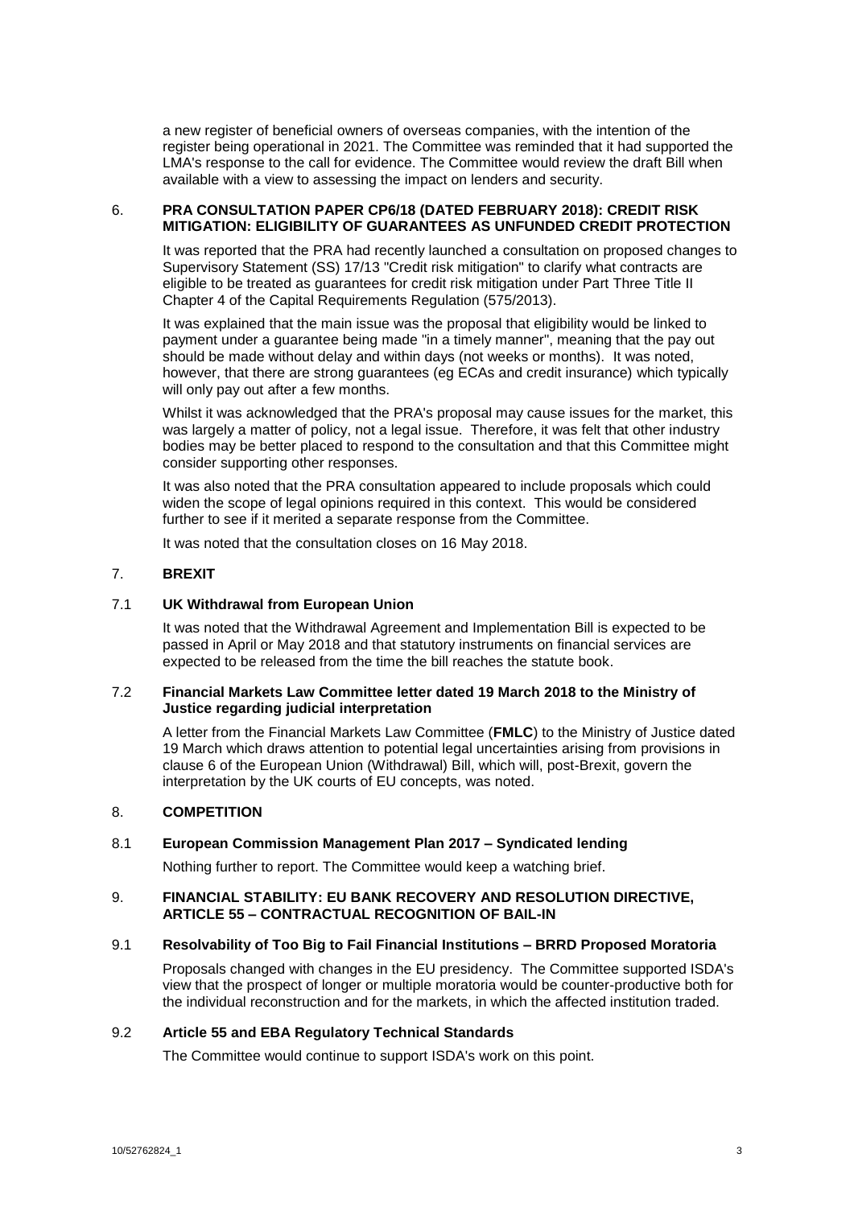a new register of beneficial owners of overseas companies, with the intention of the register being operational in 2021. The Committee was reminded that it had supported the LMA's response to the call for evidence. The Committee would review the draft Bill when available with a view to assessing the impact on lenders and security.

## 6. PRA CONSULTATION PAPER CP6/18 (DATED FEBRUARY 2018): CREDIT RISK MITIGATION: ELIGIBILITY OF GUARANTEES AS UNFUNDED CREDIT PROTECTION

It was reported that the PRA had recently launched a consultation on proposed changes to Supervisory Statement (SS) 17/13 "Credit risk mitigation" to clarify what contracts are eligible to be treated as guarantees for credit risk mitigation under Part Three Title II Chapter 4 of the Capital Requirements Regulation (575/2013).

It was explained that the main issue was the proposal that eligibility would be linked to payment under a guarantee being made "in a timely manner", meaning that the pay out should be made without delay and within days (not weeks or months). It was noted, however, that there are strong guarantees (eg ECAs and credit insurance) which typically will only pay out after a few months.

Whilst it was acknowledged that the PRA's proposal may cause issues for the market, this was largely a matter of policy, not a legal issue. Therefore, it was felt that other industry bodies may be better placed to respond to the consultation and that this Committee might consider supporting other responses.

It was also noted that the PRA consultation appeared to include proposals which could widen the scope of legal opinions required in this context. This would be considered further to see if it merited a separate response from the Committee.

It was noted that the consultation closes on 16 May 2018.

## 7. BREXIT

### 7.1 UK Withdrawal from European Union

It was noted that the Withdrawal Agreement and Implementation Bill is expected to be passed in April or May 2018 and that statutory instruments on financial services are expected to be released from the time the bill reaches the statute book.

### 7.2 Financial Markets Law Committee letter dated 19 March 2018 to the Ministry of Justice regarding judicial interpretation

A letter from the Financial Markets Law Committee (**FMLC**) to the Ministry of Justice dated 19 March which draws attention to potential legal uncertainties arising from provisions in clause 6 of the European Union (Withdrawal) Bill, which will, post-Brexit, govern the interpretation by the UK courts of EU concepts, was noted.

## 8. COMPETITION

### 8.1 European Commission Management Plan 2017 – Syndicated lending

Nothing further to report. The Committee would keep a watching brief.

## 9. FINANCIAL STABILITY: EU BANK RECOVERY AND RESOLUTION DIRECTIVE, ARTICLE 55 – CONTRACTUAL RECOGNITION OF BAIL-IN

### 9.1 Resolvability of Too Big to Fail Financial Institutions – BRRD Proposed Moratoria

Proposals changed with changes in the EU presidency. The Committee supported ISDA's view that the prospect of longer or multiple moratoria would be counter-productive both for the individual reconstruction and for the markets, in which the affected institution traded.

### 9.2 Article 55 and EBA Regulatory Technical Standards

The Committee would continue to support ISDA's work on this point.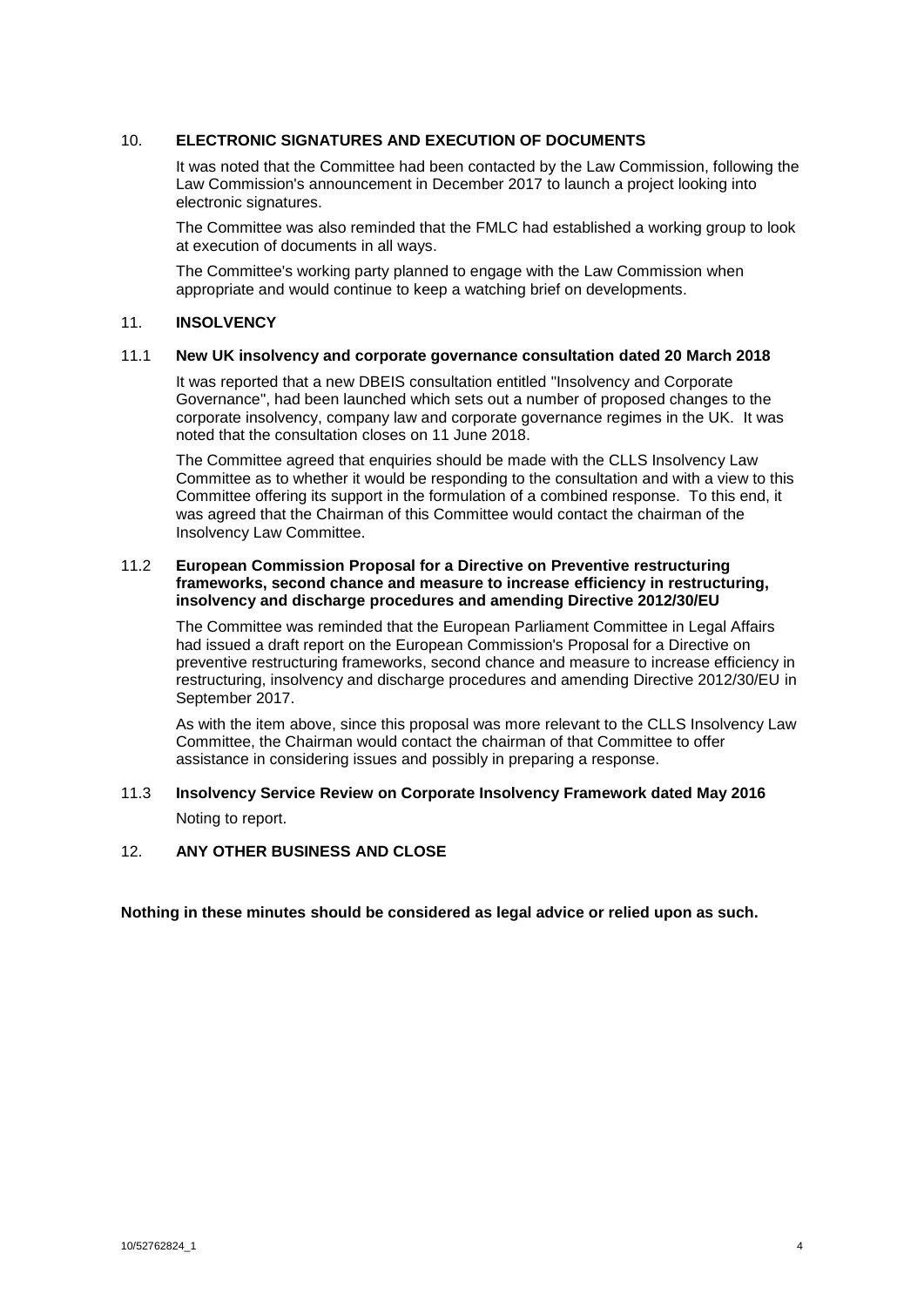## 10. ELECTRONIC SIGNATURES AND EXECUTION OF DOCUMENTS

It was noted that the Committee had been contacted by the Law Commission, following the Law Commission's announcement in December 2017 to launch a project looking into electronic signatures.

The Committee was also reminded that the FMLC had established a working group to look at execution of documents in all ways.

The Committee's working party planned to engage with the Law Commission when appropriate and would continue to keep a watching brief on developments.

## 11. INSOLVENCY

### 11.1 New UK insolvency and corporate governance consultation dated 20 March 2018

It was reported that a new DBEIS consultation entitled "Insolvency and Corporate Governance", had been launched which sets out a number of proposed changes to the corporate insolvency, company law and corporate governance regimes in the UK. It was noted that the consultation closes on 11 June 2018.

The Committee agreed that enquiries should be made with the CLLS Insolvency Law Committee as to whether it would be responding to the consultation and with a view to this Committee offering its support in the formulation of a combined response. To this end, it was agreed that the Chairman of this Committee would contact the chairman of the Insolvency Law Committee.

### 11.2 European Commission Proposal for a Directive on Preventive restructuring frameworks, second chance and measure to increase efficiency in restructuring, insolvency and discharge procedures and amending Directive 2012/30/EU

The Committee was reminded that the European Parliament Committee in Legal Affairs had issued a draft report on the European Commission's Proposal for a Directive on preventive restructuring frameworks, second chance and measure to increase efficiency in restructuring, insolvency and discharge procedures and amending Directive 2012/30/EU in September 2017.

As with the item above, since this proposal was more relevant to the CLLS Insolvency Law Committee, the Chairman would contact the chairman of that Committee to offer assistance in considering issues and possibly in preparing a response.

### 11.3 Insolvency Service Review on Corporate Insolvency Framework dated May 2016

Noting to report.

## 12. ANY OTHER BUSINESS AND CLOSE

**Nothing in these minutes should be considered as legal advice or relied upon as such.**